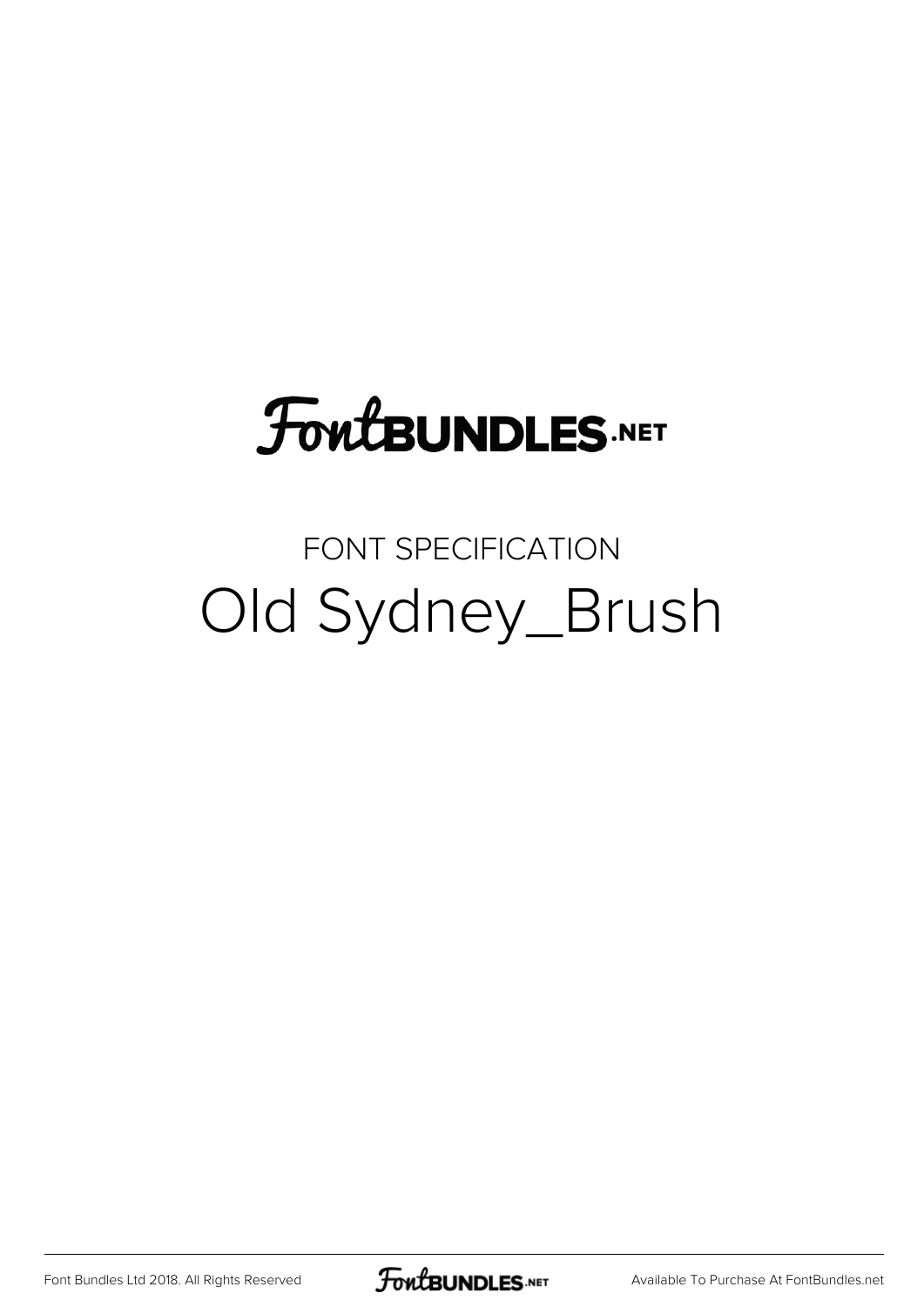FontBUNDLES.NET

FONT SPECIFICATION

# Old Sydney_Brush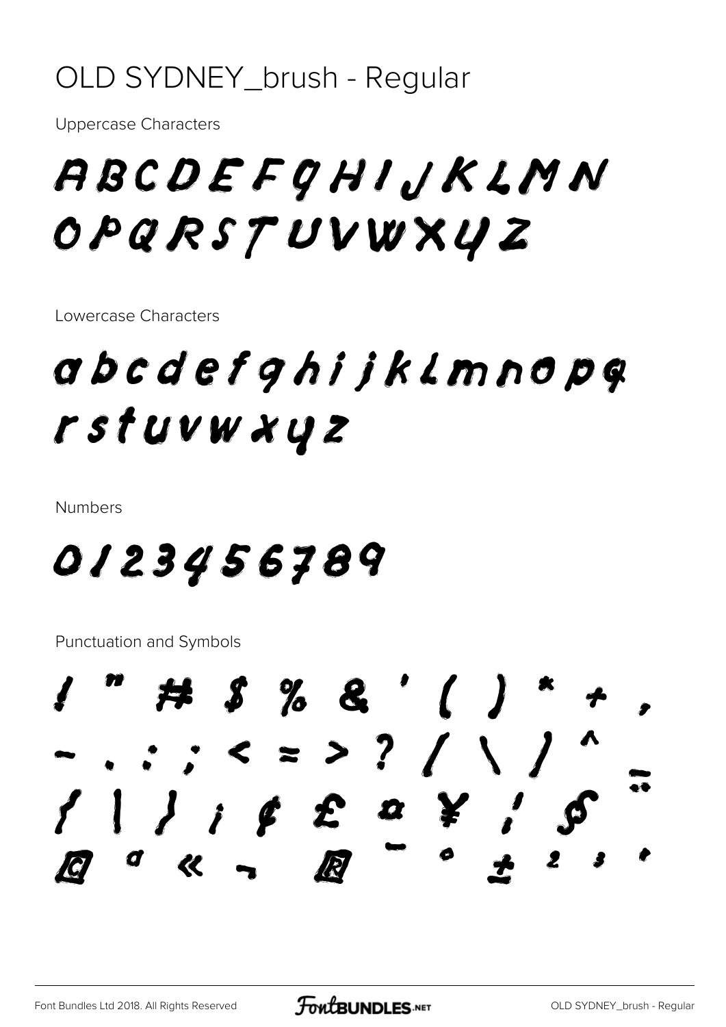# OLD SYDNEY_brush - Regular

Uppercase Characters

ABCDEFGHIJKLMN
OPQRSTUVWXYZ

Lowercase Characters

abcdefghijklmnopq
rstuvwxyz

Numbers

0123456789

Punctuation and Symbols

! " # $ % & ' ( ) * + ,
- . : ; < = > ? / \ ] ^ _
{ | } ¡ ¢ £ ¤ ¥ ¦ § ¨
© ª « ¬ ® ¯ ° ± ² ³ ´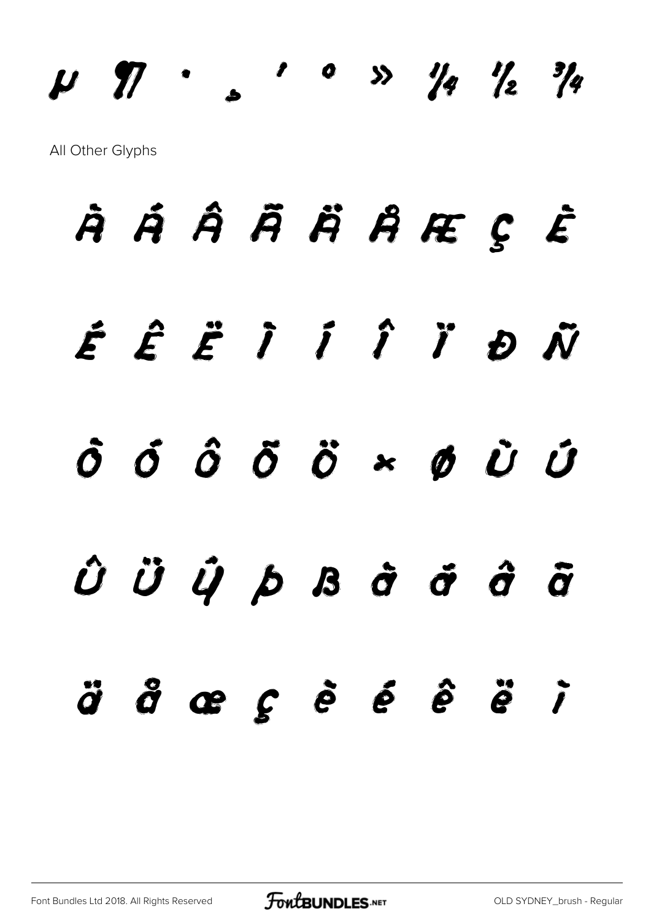µ ¶ · ¸ ¹ º » ¼ ½ ¾

All Other Glyphs

À Á Â Ã Ä Å Æ Ç È

É Ê Ë Ì Í Î Ï Ð Ñ

Ò Ó Ô Õ Ö × Ø Ù Ú

Û Ü Ý Þ ß à á â ã

ä å æ ç è é ê ë ì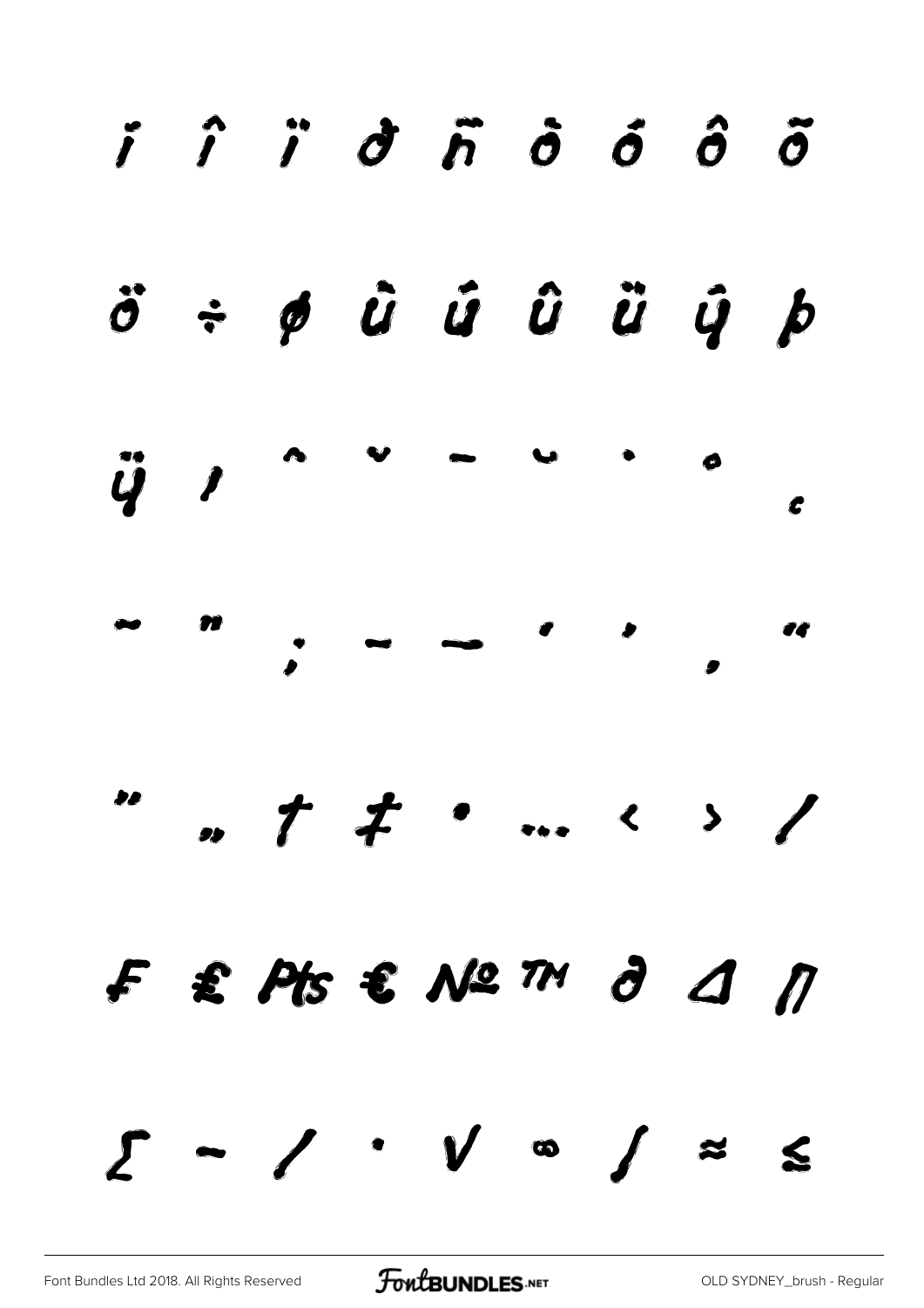ĩ î ï ð ñ ò ó ô õ

ö ÷ ø ù ú û ü ý þ

ÿ ı ˆ ˇ ˉ ˘ ˙ ˚ ¸

˜ ˝ ; – — ' ' ‚ "

" „ † ‡ • … ‹ › ⁄

₣ ₤ ₧ € № ™ ∂ ∆ ∏

∑ − ∕ ∙ √ ∞ ∫ ≈ ≤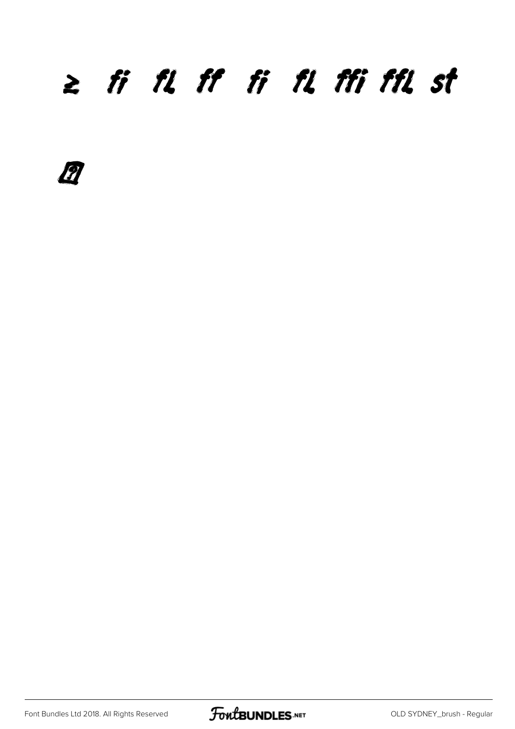≥ fi fl ff fi fl ffi ffl st

�